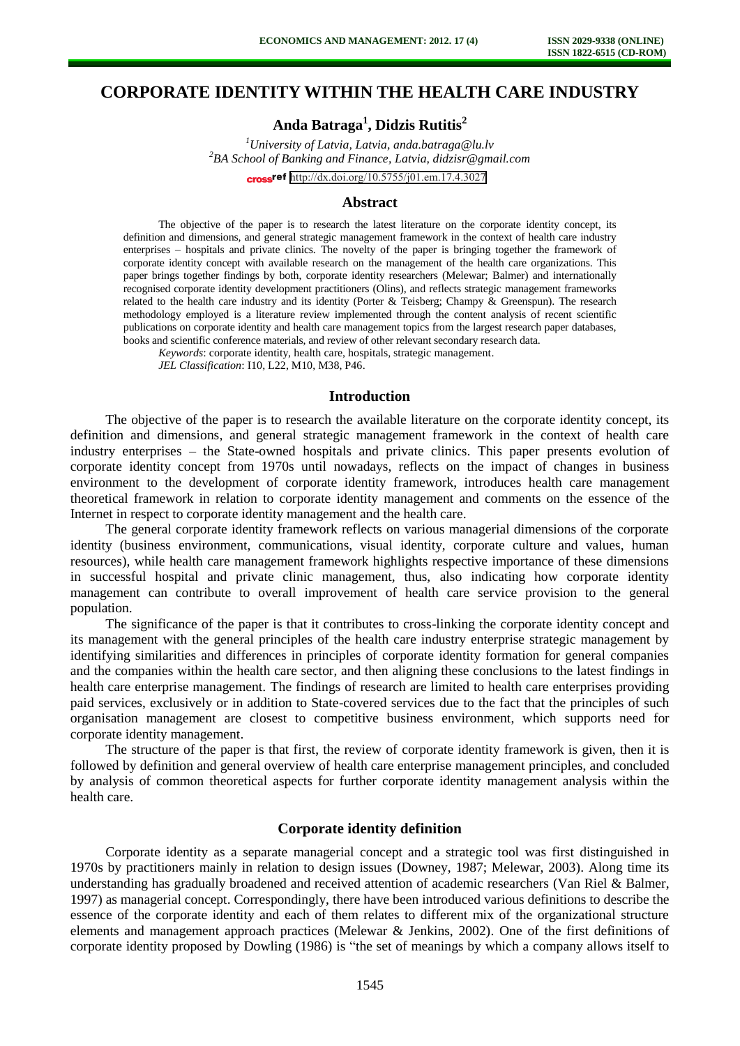# CORPORATE IDENTITY WITHIN THE HEALTH CARE INDUSTRY

**Anda Batraga[1], Didzis Rutitis[2]**

*[1]University of Latvia, Latvia, anda.batraga@lu.lv*
*[2]BA School of Banking and Finance, Latvia, didzisr@gmail.com*

crossref http://dx.doi.org/10.5755/j01.em.17.4.3027

## Abstract

The objective of the paper is to research the latest literature on the corporate identity concept, its definition and dimensions, and general strategic management framework in the context of health care industry enterprises – hospitals and private clinics. The novelty of the paper is bringing together the framework of corporate identity concept with available research on the management of the health care organizations. This paper brings together findings by both, corporate identity researchers (Melewar; Balmer) and internationally recognised corporate identity development practitioners (Olins), and reflects strategic management frameworks related to the health care industry and its identity (Porter & Teisberg; Champy & Greenspun). The research methodology employed is a literature review implemented through the content analysis of recent scientific publications on corporate identity and health care management topics from the largest research paper databases, books and scientific conference materials, and review of other relevant secondary research data.

*Keywords*: corporate identity, health care, hospitals, strategic management.

*JEL Classification*: I10, L22, M10, M38, P46.

## Introduction

The objective of the paper is to research the available literature on the corporate identity concept, its definition and dimensions, and general strategic management framework in the context of health care industry enterprises – the State-owned hospitals and private clinics. This paper presents evolution of corporate identity concept from 1970s until nowadays, reflects on the impact of changes in business environment to the development of corporate identity framework, introduces health care management theoretical framework in relation to corporate identity management and comments on the essence of the Internet in respect to corporate identity management and the health care.

The general corporate identity framework reflects on various managerial dimensions of the corporate identity (business environment, communications, visual identity, corporate culture and values, human resources), while health care management framework highlights respective importance of these dimensions in successful hospital and private clinic management, thus, also indicating how corporate identity management can contribute to overall improvement of health care service provision to the general population.

The significance of the paper is that it contributes to cross-linking the corporate identity concept and its management with the general principles of the health care industry enterprise strategic management by identifying similarities and differences in principles of corporate identity formation for general companies and the companies within the health care sector, and then aligning these conclusions to the latest findings in health care enterprise management. The findings of research are limited to health care enterprises providing paid services, exclusively or in addition to State-covered services due to the fact that the principles of such organisation management are closest to competitive business environment, which supports need for corporate identity management.

The structure of the paper is that first, the review of corporate identity framework is given, then it is followed by definition and general overview of health care enterprise management principles, and concluded by analysis of common theoretical aspects for further corporate identity management analysis within the health care.

## Corporate identity definition

Corporate identity as a separate managerial concept and a strategic tool was first distinguished in 1970s by practitioners mainly in relation to design issues (Downey, 1987; Melewar, 2003). Along time its understanding has gradually broadened and received attention of academic researchers (Van Riel & Balmer, 1997) as managerial concept. Correspondingly, there have been introduced various definitions to describe the essence of the corporate identity and each of them relates to different mix of the organizational structure elements and management approach practices (Melewar & Jenkins, 2002). One of the first definitions of corporate identity proposed by Dowling (1986) is "the set of meanings by which a company allows itself to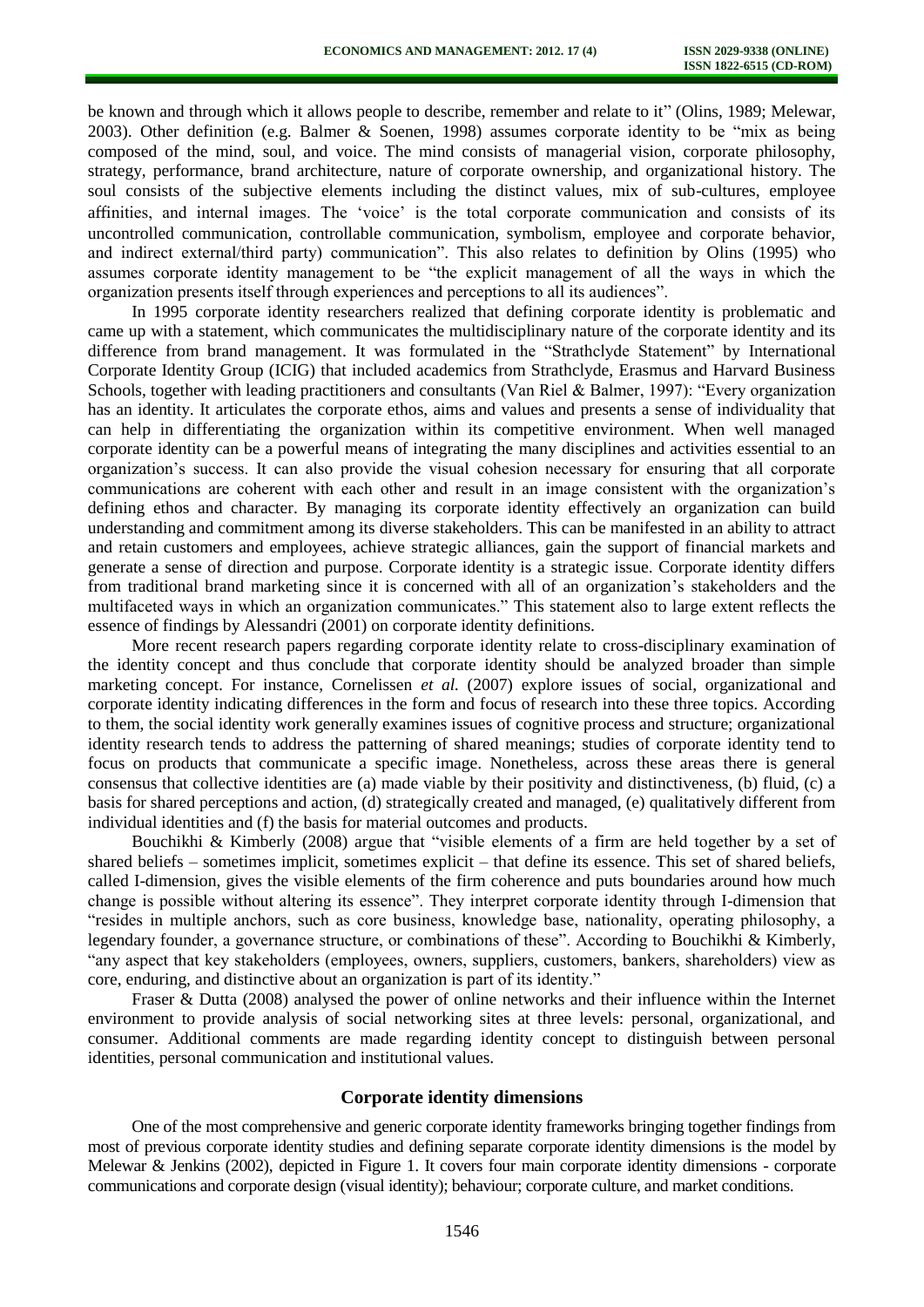be known and through which it allows people to describe, remember and relate to it" (Olins, 1989; Melewar, 2003). Other definition (e.g. Balmer & Soenen, 1998) assumes corporate identity to be "mix as being composed of the mind, soul, and voice. The mind consists of managerial vision, corporate philosophy, strategy, performance, brand architecture, nature of corporate ownership, and organizational history. The soul consists of the subjective elements including the distinct values, mix of sub-cultures, employee affinities, and internal images. The 'voice' is the total corporate communication and consists of its uncontrolled communication, controllable communication, symbolism, employee and corporate behavior, and indirect external/third party) communication". This also relates to definition by Olins (1995) who assumes corporate identity management to be "the explicit management of all the ways in which the organization presents itself through experiences and perceptions to all its audiences".

In 1995 corporate identity researchers realized that defining corporate identity is problematic and came up with a statement, which communicates the multidisciplinary nature of the corporate identity and its difference from brand management. It was formulated in the "Strathclyde Statement" by International Corporate Identity Group (ICIG) that included academics from Strathclyde, Erasmus and Harvard Business Schools, together with leading practitioners and consultants (Van Riel & Balmer, 1997): "Every organization has an identity. It articulates the corporate ethos, aims and values and presents a sense of individuality that can help in differentiating the organization within its competitive environment. When well managed corporate identity can be a powerful means of integrating the many disciplines and activities essential to an organization's success. It can also provide the visual cohesion necessary for ensuring that all corporate communications are coherent with each other and result in an image consistent with the organization's defining ethos and character. By managing its corporate identity effectively an organization can build understanding and commitment among its diverse stakeholders. This can be manifested in an ability to attract and retain customers and employees, achieve strategic alliances, gain the support of financial markets and generate a sense of direction and purpose. Corporate identity is a strategic issue. Corporate identity differs from traditional brand marketing since it is concerned with all of an organization's stakeholders and the multifaceted ways in which an organization communicates." This statement also to large extent reflects the essence of findings by Alessandri (2001) on corporate identity definitions.

More recent research papers regarding corporate identity relate to cross-disciplinary examination of the identity concept and thus conclude that corporate identity should be analyzed broader than simple marketing concept. For instance, Cornelissen *et al.* (2007) explore issues of social, organizational and corporate identity indicating differences in the form and focus of research into these three topics. According to them, the social identity work generally examines issues of cognitive process and structure; organizational identity research tends to address the patterning of shared meanings; studies of corporate identity tend to focus on products that communicate a specific image. Nonetheless, across these areas there is general consensus that collective identities are (a) made viable by their positivity and distinctiveness, (b) fluid, (c) a basis for shared perceptions and action, (d) strategically created and managed, (e) qualitatively different from individual identities and (f) the basis for material outcomes and products.

Bouchikhi & Kimberly (2008) argue that "visible elements of a firm are held together by a set of shared beliefs – sometimes implicit, sometimes explicit – that define its essence. This set of shared beliefs, called I-dimension, gives the visible elements of the firm coherence and puts boundaries around how much change is possible without altering its essence". They interpret corporate identity through I-dimension that "resides in multiple anchors, such as core business, knowledge base, nationality, operating philosophy, a legendary founder, a governance structure, or combinations of these". According to Bouchikhi & Kimberly, "any aspect that key stakeholders (employees, owners, suppliers, customers, bankers, shareholders) view as core, enduring, and distinctive about an organization is part of its identity."

Fraser & Dutta (2008) analysed the power of online networks and their influence within the Internet environment to provide analysis of social networking sites at three levels: personal, organizational, and consumer. Additional comments are made regarding identity concept to distinguish between personal identities, personal communication and institutional values.

## Corporate identity dimensions

One of the most comprehensive and generic corporate identity frameworks bringing together findings from most of previous corporate identity studies and defining separate corporate identity dimensions is the model by Melewar & Jenkins (2002), depicted in Figure 1. It covers four main corporate identity dimensions - corporate communications and corporate design (visual identity); behaviour; corporate culture, and market conditions.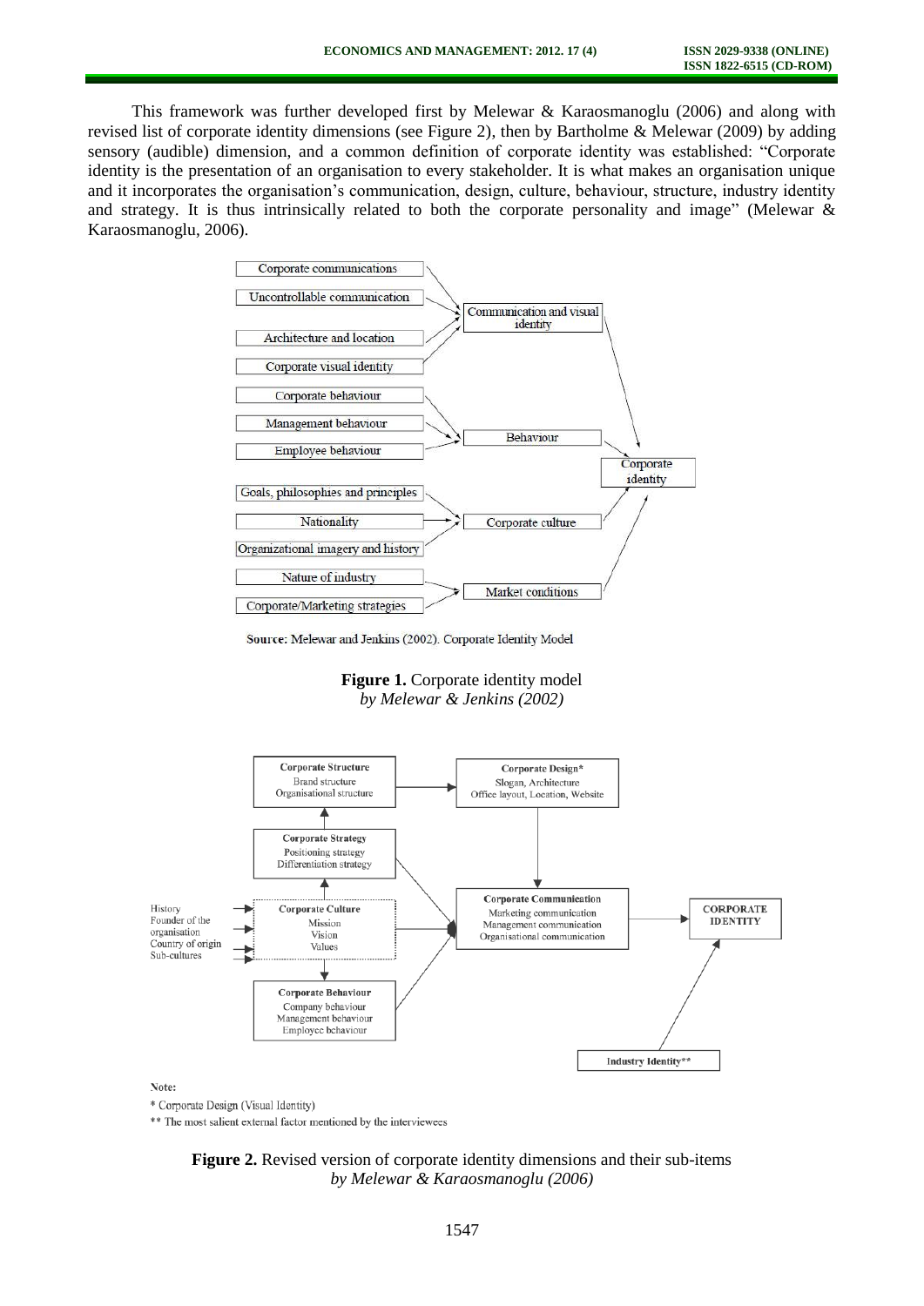This framework was further developed first by Melewar & Karaosmanoglu (2006) and along with revised list of corporate identity dimensions (see Figure 2), then by Bartholme & Melewar (2009) by adding sensory (audible) dimension, and a common definition of corporate identity was established: "Corporate identity is the presentation of an organisation to every stakeholder. It is what makes an organisation unique and it incorporates the organisation's communication, design, culture, behaviour, structure, industry identity and strategy. It is thus intrinsically related to both the corporate personality and image" (Melewar & Karaosmanoglu, 2006).

Corporate communications
Uncontrollable communication
Architecture and location
Corporate visual identity
Communication and visual identity
Corporate behaviour
Management behaviour
Employee behaviour
Behaviour
Corporate identity
Goals, philosophies and principles
Nationality
Organizational imagery and history
Corporate culture
Nature of industry
Corporate/Marketing strategies
Market conditions

**Source:** Melewar and Jenkins (2002). Corporate Identity Model

**Figure 1.** Corporate identity model
*by Melewar & Jenkins (2002)*

**Corporate Structure** Brand structure, Organisational structure
**Corporate Design*** Slogan, Architecture, Office layout, Location, Website
**Corporate Strategy** Positioning strategy, Differentiation strategy
History, Founder of the organisation, Country of origin, Sub-cultures
**Corporate Culture** Mission, Vision, Values
**Corporate Communication** Marketing communication, Management communication, Organisational communication
**CORPORATE IDENTITY**
**Corporate Behaviour** Company behaviour, Management behaviour, Employee behaviour
**Industry Identity****

**Note:**
* Corporate Design (Visual Identity)
** The most salient external factor mentioned by the interviewees

**Figure 2.** Revised version of corporate identity dimensions and their sub-items
*by Melewar & Karaosmanoglu (2006)*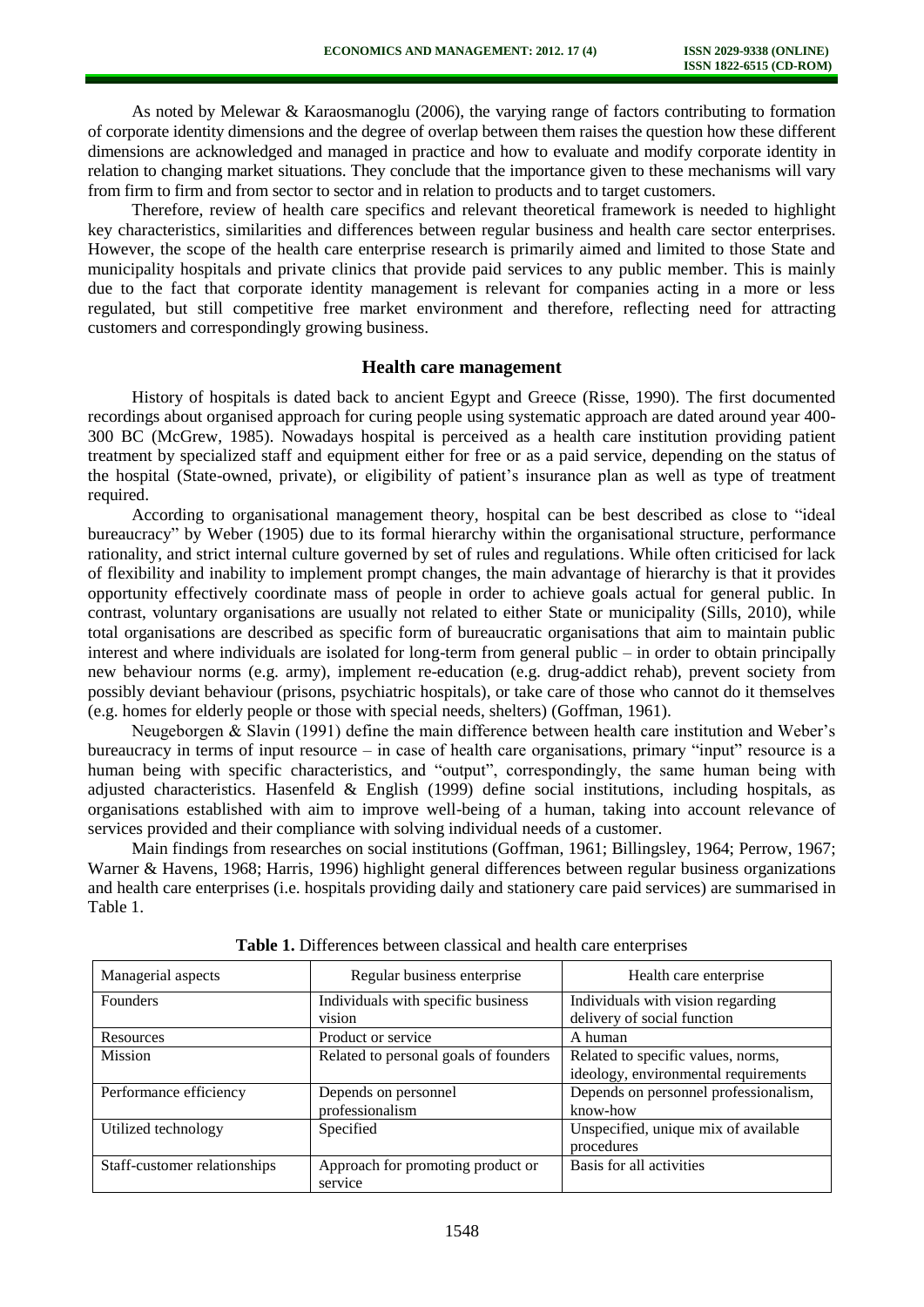As noted by Melewar & Karaosmanoglu (2006), the varying range of factors contributing to formation of corporate identity dimensions and the degree of overlap between them raises the question how these different dimensions are acknowledged and managed in practice and how to evaluate and modify corporate identity in relation to changing market situations. They conclude that the importance given to these mechanisms will vary from firm to firm and from sector to sector and in relation to products and to target customers.

Therefore, review of health care specifics and relevant theoretical framework is needed to highlight key characteristics, similarities and differences between regular business and health care sector enterprises. However, the scope of the health care enterprise research is primarily aimed and limited to those State and municipality hospitals and private clinics that provide paid services to any public member. This is mainly due to the fact that corporate identity management is relevant for companies acting in a more or less regulated, but still competitive free market environment and therefore, reflecting need for attracting customers and correspondingly growing business.

## Health care management

History of hospitals is dated back to ancient Egypt and Greece (Risse, 1990). The first documented recordings about organised approach for curing people using systematic approach are dated around year 400-300 BC (McGrew, 1985). Nowadays hospital is perceived as a health care institution providing patient treatment by specialized staff and equipment either for free or as a paid service, depending on the status of the hospital (State-owned, private), or eligibility of patient's insurance plan as well as type of treatment required.

According to organisational management theory, hospital can be best described as close to "ideal bureaucracy" by Weber (1905) due to its formal hierarchy within the organisational structure, performance rationality, and strict internal culture governed by set of rules and regulations. While often criticised for lack of flexibility and inability to implement prompt changes, the main advantage of hierarchy is that it provides opportunity effectively coordinate mass of people in order to achieve goals actual for general public. In contrast, voluntary organisations are usually not related to either State or municipality (Sills, 2010), while total organisations are described as specific form of bureaucratic organisations that aim to maintain public interest and where individuals are isolated for long-term from general public – in order to obtain principally new behaviour norms (e.g. army), implement re-education (e.g. drug-addict rehab), prevent society from possibly deviant behaviour (prisons, psychiatric hospitals), or take care of those who cannot do it themselves (e.g. homes for elderly people or those with special needs, shelters) (Goffman, 1961).

Neugeborgen & Slavin (1991) define the main difference between health care institution and Weber's bureaucracy in terms of input resource – in case of health care organisations, primary "input" resource is a human being with specific characteristics, and "output", correspondingly, the same human being with adjusted characteristics. Hasenfeld & English (1999) define social institutions, including hospitals, as organisations established with aim to improve well-being of a human, taking into account relevance of services provided and their compliance with solving individual needs of a customer.

Main findings from researches on social institutions (Goffman, 1961; Billingsley, 1964; Perrow, 1967; Warner & Havens, 1968; Harris, 1996) highlight general differences between regular business organizations and health care enterprises (i.e. hospitals providing daily and stationery care paid services) are summarised in Table 1.

**Table 1.** Differences between classical and health care enterprises

| Managerial aspects | Regular business enterprise | Health care enterprise |
|---|---|---|
| Founders | Individuals with specific business vision | Individuals with vision regarding delivery of social function |
| Resources | Product or service | A human |
| Mission | Related to personal goals of founders | Related to specific values, norms, ideology, environmental requirements |
| Performance efficiency | Depends on personnel professionalism | Depends on personnel professionalism, know-how |
| Utilized technology | Specified | Unspecified, unique mix of available procedures |
| Staff-customer relationships | Approach for promoting product or service | Basis for all activities |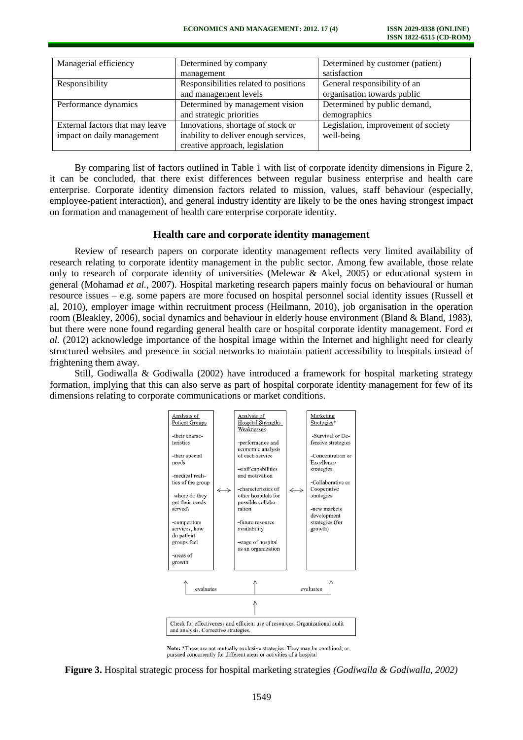| Managerial efficiency | Determined by company management | Determined by customer (patient) satisfaction |
| --- | --- | --- |
| Responsibility | Responsibilities related to positions and management levels | General responsibility of an organisation towards public |
| Performance dynamics | Determined by management vision and strategic priorities | Determined by public demand, demographics |
| External factors that may leave impact on daily management | Innovations, shortage of stock or inability to deliver enough services, creative approach, legislation | Legislation, improvement of society well-being |

By comparing list of factors outlined in Table 1 with list of corporate identity dimensions in Figure 2, it can be concluded, that there exist differences between regular business enterprise and health care enterprise. Corporate identity dimension factors related to mission, values, staff behaviour (especially, employee-patient interaction), and general industry identity are likely to be the ones having strongest impact on formation and management of health care enterprise corporate identity.

## Health care and corporate identity management

Review of research papers on corporate identity management reflects very limited availability of research relating to corporate identity management in the public sector. Among few available, those relate only to research of corporate identity of universities (Melewar & Akel, 2005) or educational system in general (Mohamad *et al.*, 2007). Hospital marketing research papers mainly focus on behavioural or human resource issues – e.g. some papers are more focused on hospital personnel social identity issues (Russell et al, 2010), employer image within recruitment process (Heilmann, 2010), job organisation in the operation room (Bleakley, 2006), social dynamics and behaviour in elderly house environment (Bland & Bland, 1983), but there were none found regarding general health care or hospital corporate identity management. Ford *et al.* (2012) acknowledge importance of the hospital image within the Internet and highlight need for clearly structured websites and presence in social networks to maintain patient accessibility to hospitals instead of frightening them away.

Still, Godiwalla & Godiwalla (2002) have introduced a framework for hospital marketing strategy formation, implying that this can also serve as part of hospital corporate identity management for few of its dimensions relating to corporate communications or market conditions.

| Analysis of Patient Groups | | Analysis of Hospital Strengths-Weaknesses | | Marketing Strategies* |
| --- | --- | --- | --- | --- |
| -their characteristics<br>-their special needs<br>-medical realities of the group<br>-where do they get their needs served?<br>-competitors services, how do patient groups feel<br>-areas of growth | ⟷ | -performance and economic analysis of each service<br>-staff capabilities and motivation<br>-characteristics of other hospitals for possible collaboration<br>-future resource availability<br>-stage of hospital as an organization | ⟷ | -Survival or Defensive strategies<br>-Concentration or Excellence strategies<br>-Collaborative or Cooperative strategies<br>-new markets development strategies (for growth) |

evaluates ↑ ↑ evaluates

Check for effectiveness and efficient use of resources. Organizational audit and analysis. Corrective strategies.

Note: *These are not mutually exclusive strategies. They may be combined, or, pursued concurrently for different areas or activities of a hospital

**Figure 3.** Hospital strategic process for hospital marketing strategies *(Godiwalla & Godiwalla, 2002)*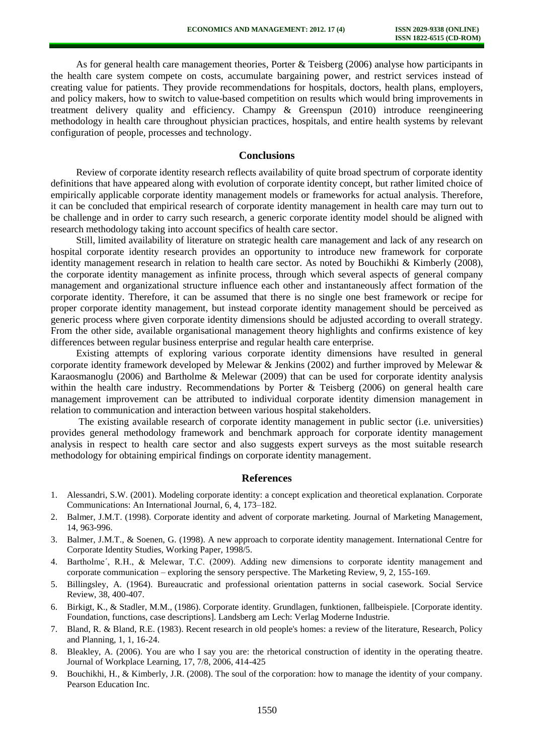As for general health care management theories, Porter & Teisberg (2006) analyse how participants in the health care system compete on costs, accumulate bargaining power, and restrict services instead of creating value for patients. They provide recommendations for hospitals, doctors, health plans, employers, and policy makers, how to switch to value-based competition on results which would bring improvements in treatment delivery quality and efficiency. Champy & Greenspun (2010) introduce reengineering methodology in health care throughout physician practices, hospitals, and entire health systems by relevant configuration of people, processes and technology.

## Conclusions

Review of corporate identity research reflects availability of quite broad spectrum of corporate identity definitions that have appeared along with evolution of corporate identity concept, but rather limited choice of empirically applicable corporate identity management models or frameworks for actual analysis. Therefore, it can be concluded that empirical research of corporate identity management in health care may turn out to be challenge and in order to carry such research, a generic corporate identity model should be aligned with research methodology taking into account specifics of health care sector.

Still, limited availability of literature on strategic health care management and lack of any research on hospital corporate identity research provides an opportunity to introduce new framework for corporate identity management research in relation to health care sector. As noted by Bouchikhi & Kimberly (2008), the corporate identity management as infinite process, through which several aspects of general company management and organizational structure influence each other and instantaneously affect formation of the corporate identity. Therefore, it can be assumed that there is no single one best framework or recipe for proper corporate identity management, but instead corporate identity management should be perceived as generic process where given corporate identity dimensions should be adjusted according to overall strategy. From the other side, available organisational management theory highlights and confirms existence of key differences between regular business enterprise and regular health care enterprise.

Existing attempts of exploring various corporate identity dimensions have resulted in general corporate identity framework developed by Melewar & Jenkins (2002) and further improved by Melewar & Karaosmanoglu (2006) and Bartholme & Melewar (2009) that can be used for corporate identity analysis within the health care industry. Recommendations by Porter & Teisberg (2006) on general health care management improvement can be attributed to individual corporate identity dimension management in relation to communication and interaction between various hospital stakeholders.

The existing available research of corporate identity management in public sector (i.e. universities) provides general methodology framework and benchmark approach for corporate identity management analysis in respect to health care sector and also suggests expert surveys as the most suitable research methodology for obtaining empirical findings on corporate identity management.

## References

1. Alessandri, S.W. (2001). Modeling corporate identity: a concept explication and theoretical explanation. Corporate Communications: An International Journal, 6, 4, 173–182.
2. Balmer, J.M.T. (1998). Corporate identity and advent of corporate marketing. Journal of Marketing Management, 14, 963-996.
3. Balmer, J.M.T., & Soenen, G. (1998). A new approach to corporate identity management. International Centre for Corporate Identity Studies, Working Paper, 1998/5.
4. Bartholme´, R.H., & Melewar, T.C. (2009). Adding new dimensions to corporate identity management and corporate communication – exploring the sensory perspective. The Marketing Review, 9, 2, 155-169.
5. Billingsley, A. (1964). Bureaucratic and professional orientation patterns in social casework. Social Service Review, 38, 400-407.
6. Birkigt, K., & Stadler, M.M., (1986). Corporate identity. Grundlagen, funktionen, fallbeispiele. [Corporate identity. Foundation, functions, case descriptions]. Landsberg am Lech: Verlag Moderne Industrie.
7. Bland, R. & Bland, R.E. (1983). Recent research in old people's homes: a review of the literature, Research, Policy and Planning, 1, 1, 16-24.
8. Bleakley, A. (2006). You are who I say you are: the rhetorical construction of identity in the operating theatre. Journal of Workplace Learning, 17, 7/8, 2006, 414-425
9. Bouchikhi, H., & Kimberly, J.R. (2008). The soul of the corporation: how to manage the identity of your company. Pearson Education Inc.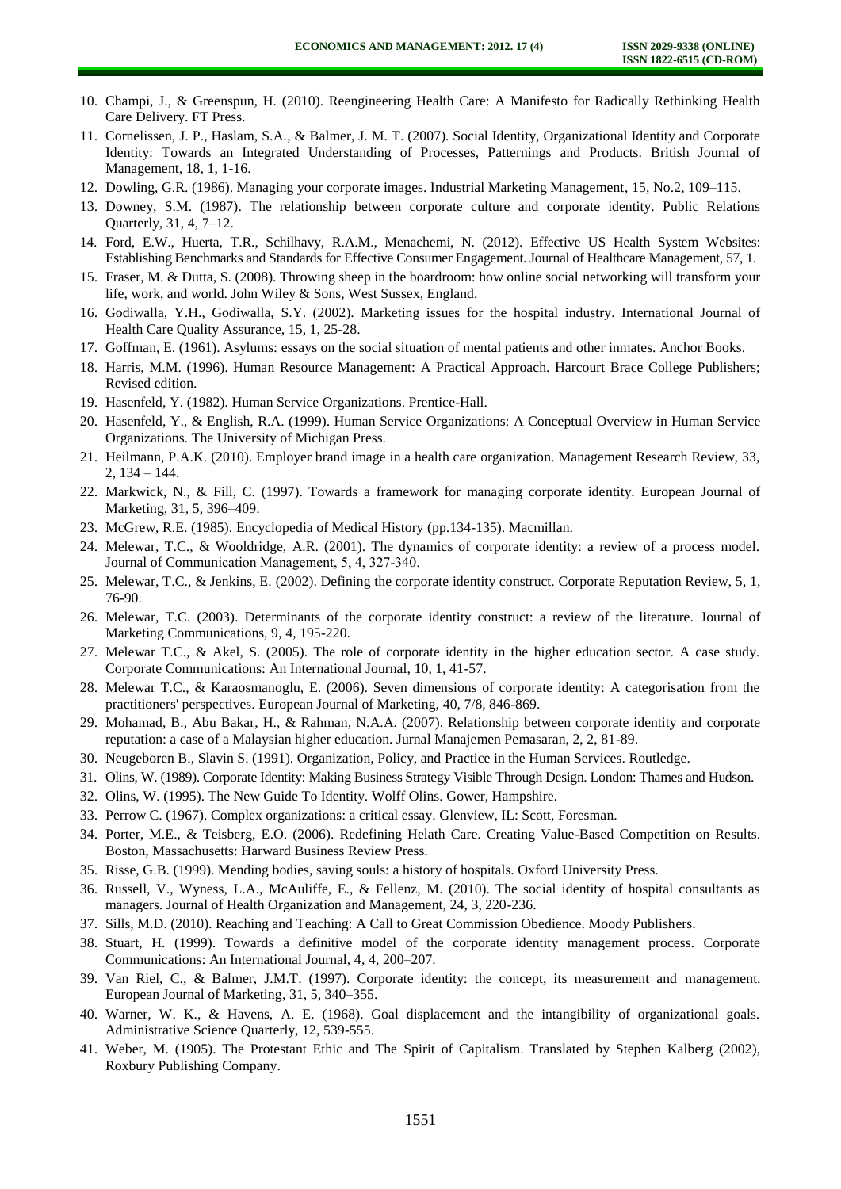10. Champi, J., & Greenspun, H. (2010). Reengineering Health Care: A Manifesto for Radically Rethinking Health Care Delivery. FT Press.
11. Cornelissen, J. P., Haslam, S.A., & Balmer, J. M. T. (2007). Social Identity, Organizational Identity and Corporate Identity: Towards an Integrated Understanding of Processes, Patternings and Products. British Journal of Management, 18, 1, 1-16.
12. Dowling, G.R. (1986). Managing your corporate images. Industrial Marketing Management, 15, No.2, 109–115.
13. Downey, S.M. (1987). The relationship between corporate culture and corporate identity. Public Relations Quarterly, 31, 4, 7–12.
14. Ford, E.W., Huerta, T.R., Schilhavy, R.A.M., Menachemi, N. (2012). Effective US Health System Websites: Establishing Benchmarks and Standards for Effective Consumer Engagement. Journal of Healthcare Management, 57, 1.
15. Fraser, M. & Dutta, S. (2008). Throwing sheep in the boardroom: how online social networking will transform your life, work, and world. John Wiley & Sons, West Sussex, England.
16. Godiwalla, Y.H., Godiwalla, S.Y. (2002). Marketing issues for the hospital industry. International Journal of Health Care Quality Assurance, 15, 1, 25-28.
17. Goffman, E. (1961). Asylums: essays on the social situation of mental patients and other inmates. Anchor Books.
18. Harris, M.M. (1996). Human Resource Management: A Practical Approach. Harcourt Brace College Publishers; Revised edition.
19. Hasenfeld, Y. (1982). Human Service Organizations. Prentice-Hall.
20. Hasenfeld, Y., & English, R.A. (1999). Human Service Organizations: A Conceptual Overview in Human Service Organizations. The University of Michigan Press.
21. Heilmann, P.A.K. (2010). Employer brand image in a health care organization. Management Research Review, 33, 2, 134 – 144.
22. Markwick, N., & Fill, C. (1997). Towards a framework for managing corporate identity. European Journal of Marketing, 31, 5, 396–409.
23. McGrew, R.E. (1985). Encyclopedia of Medical History (pp.134-135). Macmillan.
24. Melewar, T.C., & Wooldridge, A.R. (2001). The dynamics of corporate identity: a review of a process model. Journal of Communication Management, 5, 4, 327-340.
25. Melewar, T.C., & Jenkins, E. (2002). Defining the corporate identity construct. Corporate Reputation Review, 5, 1, 76-90.
26. Melewar, T.C. (2003). Determinants of the corporate identity construct: a review of the literature. Journal of Marketing Communications, 9, 4, 195-220.
27. Melewar T.C., & Akel, S. (2005). The role of corporate identity in the higher education sector. A case study. Corporate Communications: An International Journal, 10, 1, 41-57.
28. Melewar T.C., & Karaosmanoglu, E. (2006). Seven dimensions of corporate identity: A categorisation from the practitioners' perspectives. European Journal of Marketing, 40, 7/8, 846-869.
29. Mohamad, B., Abu Bakar, H., & Rahman, N.A.A. (2007). Relationship between corporate identity and corporate reputation: a case of a Malaysian higher education. Jurnal Manajemen Pemasaran, 2, 2, 81-89.
30. Neugeboren B., Slavin S. (1991). Organization, Policy, and Practice in the Human Services. Routledge.
31. Olins, W. (1989). Corporate Identity: Making Business Strategy Visible Through Design. London: Thames and Hudson.
32. Olins, W. (1995). The New Guide To Identity. Wolff Olins. Gower, Hampshire.
33. Perrow C. (1967). Complex organizations: a critical essay. Glenview, IL: Scott, Foresman.
34. Porter, M.E., & Teisberg, E.O. (2006). Redefining Helath Care. Creating Value-Based Competition on Results. Boston, Massachusetts: Harward Business Review Press.
35. Risse, G.B. (1999). Mending bodies, saving souls: a history of hospitals. Oxford University Press.
36. Russell, V., Wyness, L.A., McAuliffe, E., & Fellenz, M. (2010). The social identity of hospital consultants as managers. Journal of Health Organization and Management, 24, 3, 220-236.
37. Sills, M.D. (2010). Reaching and Teaching: A Call to Great Commission Obedience. Moody Publishers.
38. Stuart, H. (1999). Towards a definitive model of the corporate identity management process. Corporate Communications: An International Journal, 4, 4, 200–207.
39. Van Riel, C., & Balmer, J.M.T. (1997). Corporate identity: the concept, its measurement and management. European Journal of Marketing, 31, 5, 340–355.
40. Warner, W. K., & Havens, A. E. (1968). Goal displacement and the intangibility of organizational goals. Administrative Science Quarterly, 12, 539-555.
41. Weber, M. (1905). The Protestant Ethic and The Spirit of Capitalism. Translated by Stephen Kalberg (2002), Roxbury Publishing Company.